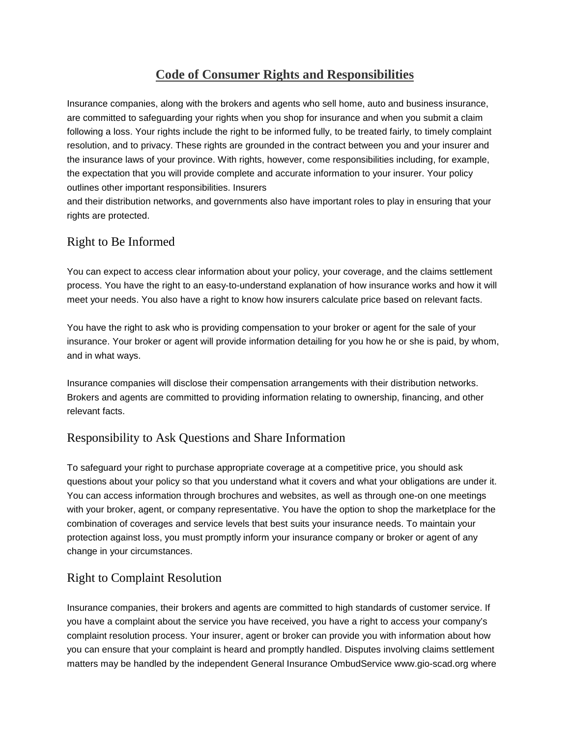# Code of Consumer Rights and Responsibilities

Insurance companies, along with the brokers and agents who sell home, auto and business insurance, are committed to safeguarding your rights when you shop for insurance and when you submit a claim following a loss. Your rights include the right to be informed fully, to be treated fairly, to timely complaint resolution, and to privacy. These rights are grounded in the contract between you and your insurer and the insurance laws of your province. With rights, however, come responsibilities including, for example, the expectation that you will provide complete and accurate information to your insurer. Your policy outlines other important responsibilities. Insurers and their distribution networks, and governments also have important roles to play in ensuring that your rights are protected.

## Right to Be Informed

You can expect to access clear information about your policy, your coverage, and the claims settlement process. You have the right to an easy-to-understand explanation of how insurance works and how it will meet your needs. You also have a right to know how insurers calculate price based on relevant facts.

You have the right to ask who is providing compensation to your broker or agent for the sale of your insurance. Your broker or agent will provide information detailing for you how he or she is paid, by whom, and in what ways.

Insurance companies will disclose their compensation arrangements with their distribution networks. Brokers and agents are committed to providing information relating to ownership, financing, and other relevant facts.

## Responsibility to Ask Questions and Share Information

To safeguard your right to purchase appropriate coverage at a competitive price, you should ask questions about your policy so that you understand what it covers and what your obligations are under it. You can access information through brochures and websites, as well as through one-on one meetings with your broker, agent, or company representative. You have the option to shop the marketplace for the combination of coverages and service levels that best suits your insurance needs. To maintain your protection against loss, you must promptly inform your insurance company or broker or agent of any change in your circumstances.

## Right to Complaint Resolution

Insurance companies, their brokers and agents are committed to high standards of customer service. If you have a complaint about the service you have received, you have a right to access your company's complaint resolution process. Your insurer, agent or broker can provide you with information about how you can ensure that your complaint is heard and promptly handled. Disputes involving claims settlement matters may be handled by the independent General Insurance OmbudService www.gio-scad.org where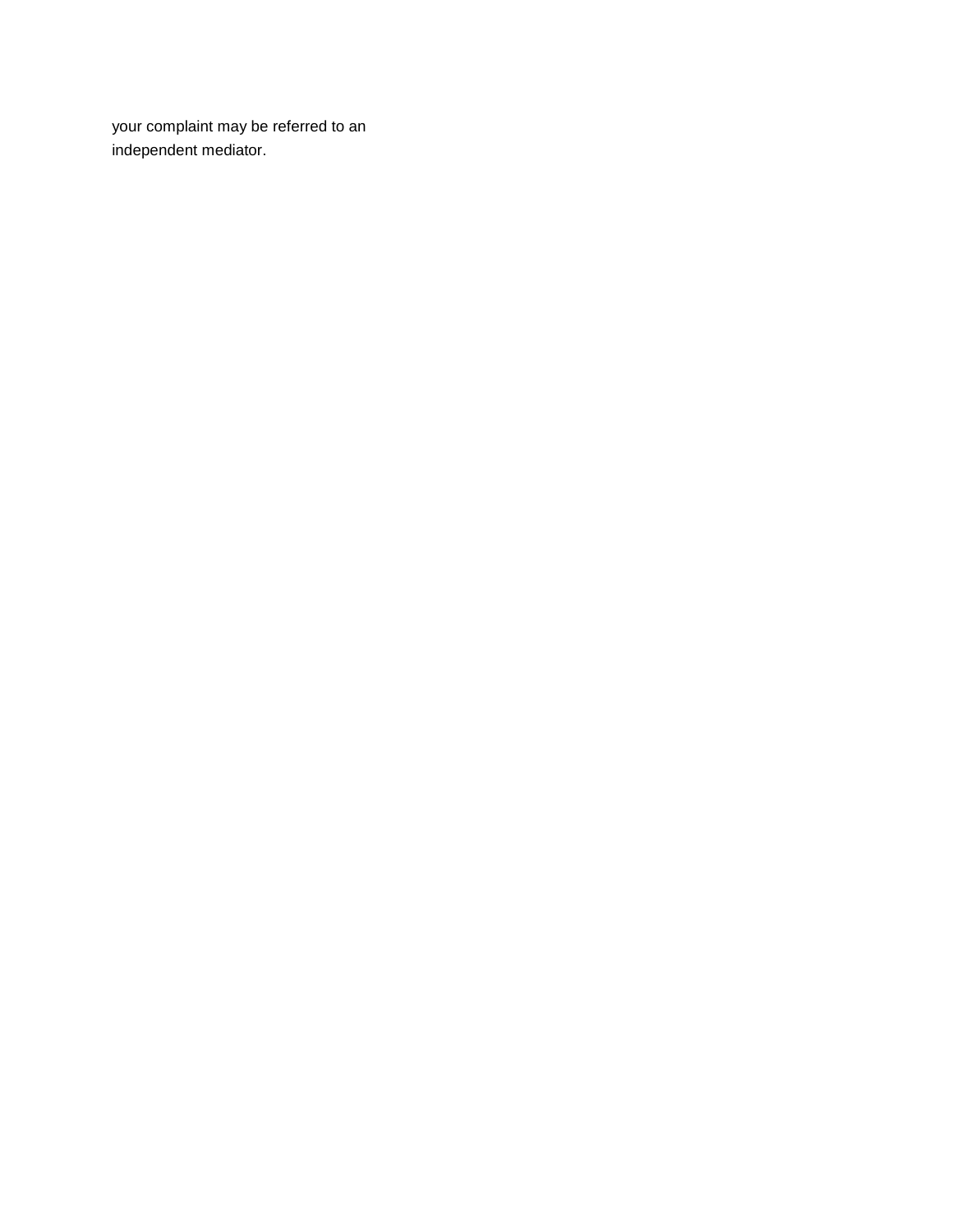your complaint may be referred to an independent mediator.